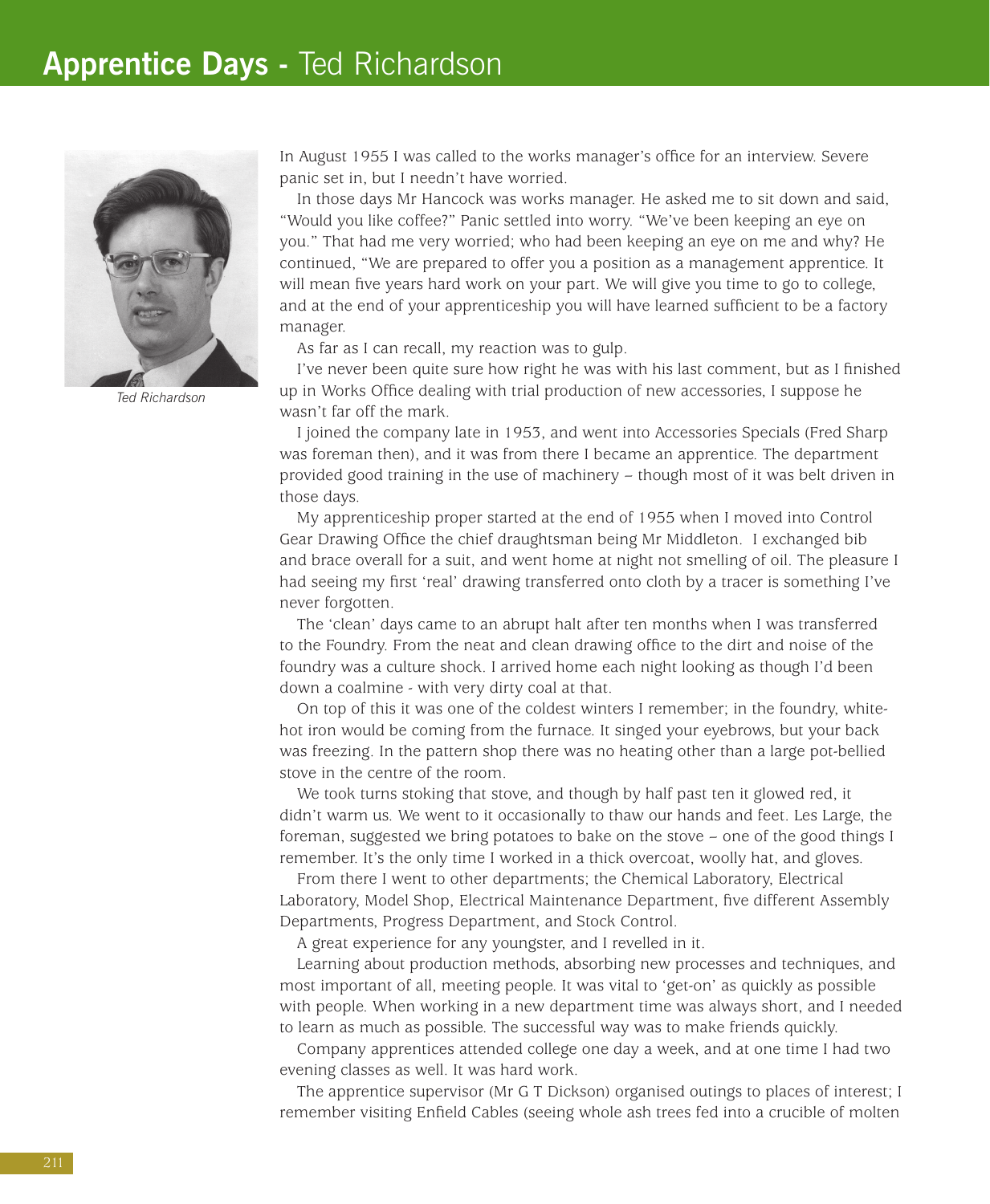# **Apprentice Days -** Ted Richardson

*Ted Richardson*

In August 1955 I was called to the works manager's office for an interview. Severe panic set in, but I needn't have worried.

In those days Mr Hancock was works manager. He asked me to sit down and said, "Would you like coffee?" Panic settled into worry. "We've been keeping an eye on you." That had me very worried; who had been keeping an eye on me and why? He continued, "We are prepared to offer you a position as a management apprentice. It will mean five years hard work on your part. We will give you time to go to college, and at the end of your apprenticeship you will have learned sufficient to be a factory manager.

As far as I can recall, my reaction was to gulp.

I've never been quite sure how right he was with his last comment, but as I finished up in Works Office dealing with trial production of new accessories, I suppose he wasn't far off the mark.

I joined the company late in 1953, and went into Accessories Specials (Fred Sharp was foreman then), and it was from there I became an apprentice. The department provided good training in the use of machinery – though most of it was belt driven in those days.

My apprenticeship proper started at the end of 1955 when I moved into Control Gear Drawing Office the chief draughtsman being Mr Middleton. I exchanged bib and brace overall for a suit, and went home at night not smelling of oil. The pleasure I had seeing my first 'real' drawing transferred onto cloth by a tracer is something I've never forgotten.

The 'clean' days came to an abrupt halt after ten months when I was transferred to the Foundry. From the neat and clean drawing office to the dirt and noise of the foundry was a culture shock. I arrived home each night looking as though I'd been down a coalmine - with very dirty coal at that.

On top of this it was one of the coldest winters I remember; in the foundry, white-hot iron would be coming from the furnace. It singed your eyebrows, but your back was freezing. In the pattern shop there was no heating other than a large pot-bellied stove in the centre of the room.

We took turns stoking that stove, and though by half past ten it glowed red, it didn't warm us. We went to it occasionally to thaw our hands and feet. Les Large, the foreman, suggested we bring potatoes to bake on the stove – one of the good things I remember. It's the only time I worked in a thick overcoat, woolly hat, and gloves.

From there I went to other departments; the Chemical Laboratory, Electrical Laboratory, Model Shop, Electrical Maintenance Department, five different Assembly Departments, Progress Department, and Stock Control.

A great experience for any youngster, and I revelled in it.

Learning about production methods, absorbing new processes and techniques, and most important of all, meeting people. It was vital to 'get-on' as quickly as possible with people. When working in a new department time was always short, and I needed to learn as much as possible. The successful way was to make friends quickly.

Company apprentices attended college one day a week, and at one time I had two evening classes as well. It was hard work.

The apprentice supervisor (Mr G T Dickson) organised outings to places of interest; I remember visiting Enfield Cables (seeing whole ash trees fed into a crucible of molten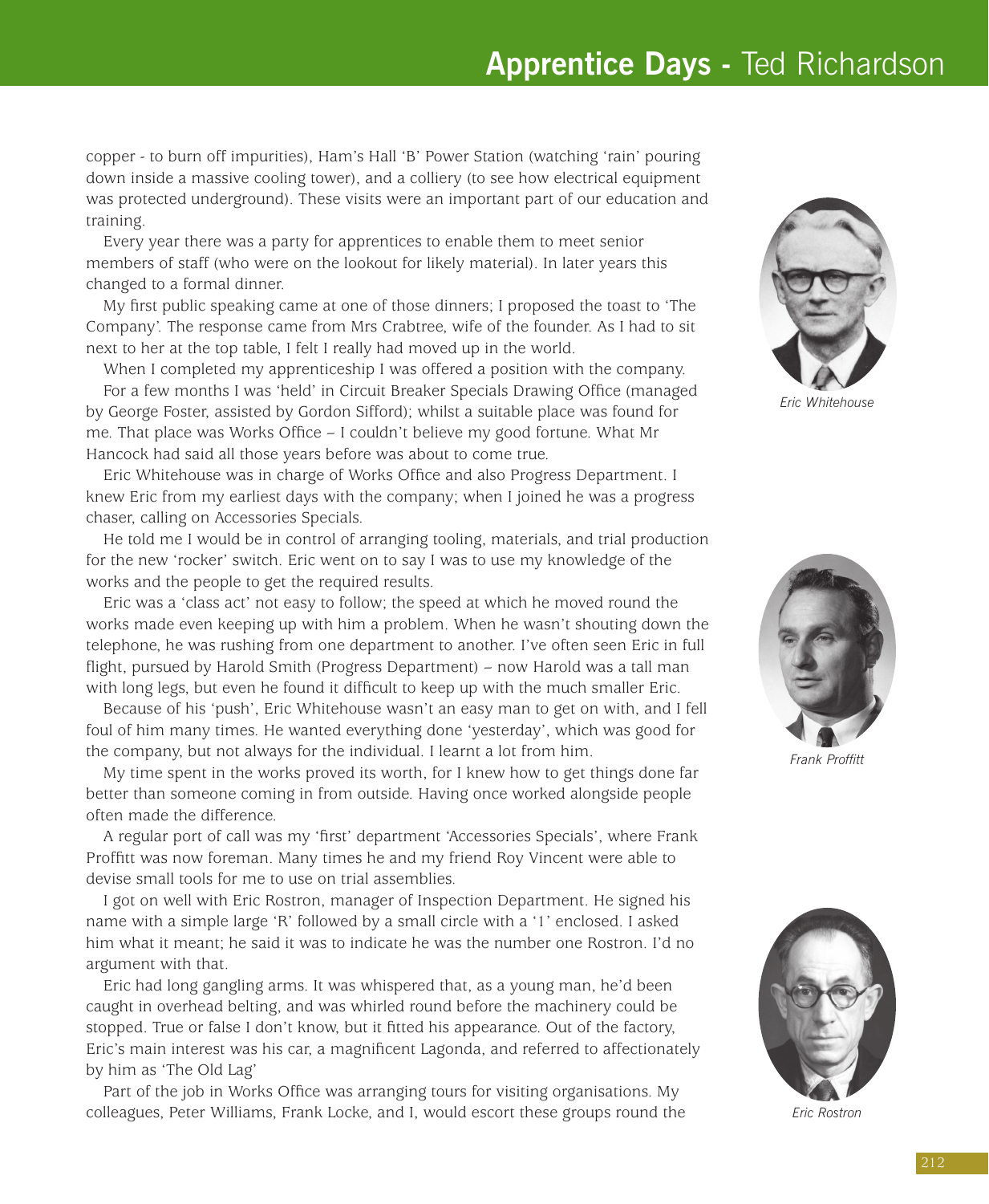copper - to burn off impurities), Ham's Hall 'B' Power Station (watching 'rain' pouring down inside a massive cooling tower), and a colliery (to see how electrical equipment was protected underground). These visits were an important part of our education and training.

Every year there was a party for apprentices to enable them to meet senior members of staff (who were on the lookout for likely material). In later years this changed to a formal dinner.

My first public speaking came at one of those dinners; I proposed the toast to 'The Company'. The response came from Mrs Crabtree, wife of the founder. As I had to sit next to her at the top table, I felt I really had moved up in the world.

When I completed my apprenticeship I was offered a position with the company.

For a few months I was 'held' in Circuit Breaker Specials Drawing Office (managed by George Foster, assisted by Gordon Sifford); whilst a suitable place was found for me. That place was Works Office – I couldn't believe my good fortune. What Mr Hancock had said all those years before was about to come true.

Eric Whitehouse was in charge of Works Office and also Progress Department. I knew Eric from my earliest days with the company; when I joined he was a progress chaser, calling on Accessories Specials.

He told me I would be in control of arranging tooling, materials, and trial production for the new 'rocker' switch. Eric went on to say I was to use my knowledge of the works and the people to get the required results.

Eric was a 'class act' not easy to follow; the speed at which he moved round the works made even keeping up with him a problem. When he wasn't shouting down the telephone, he was rushing from one department to another. I've often seen Eric in full flight, pursued by Harold Smith (Progress Department) – now Harold was a tall man with long legs, but even he found it difficult to keep up with the much smaller Eric.

Because of his 'push', Eric Whitehouse wasn't an easy man to get on with, and I fell foul of him many times. He wanted everything done 'yesterday', which was good for the company, but not always for the individual. I learnt a lot from him.

My time spent in the works proved its worth, for I knew how to get things done far better than someone coming in from outside. Having once worked alongside people often made the difference.

A regular port of call was my 'first' department 'Accessories Specials', where Frank Proffitt was now foreman. Many times he and my friend Roy Vincent were able to devise small tools for me to use on trial assemblies.

I got on well with Eric Rostron, manager of Inspection Department. He signed his name with a simple large 'R' followed by a small circle with a '1' enclosed. I asked him what it meant; he said it was to indicate he was the number one Rostron. I'd no argument with that.

Eric had long gangling arms. It was whispered that, as a young man, he'd been caught in overhead belting, and was whirled round before the machinery could be stopped. True or false I don't know, but it fitted his appearance. Out of the factory, Eric's main interest was his car, a magnificent Lagonda, and referred to affectionately by him as 'The Old Lag'

Part of the job in Works Office was arranging tours for visiting organisations. My colleagues, Peter Williams, Frank Locke, and I, would escort these groups round the

*Eric Whitehouse*

*Frank Proffitt*

*Eric Rostron*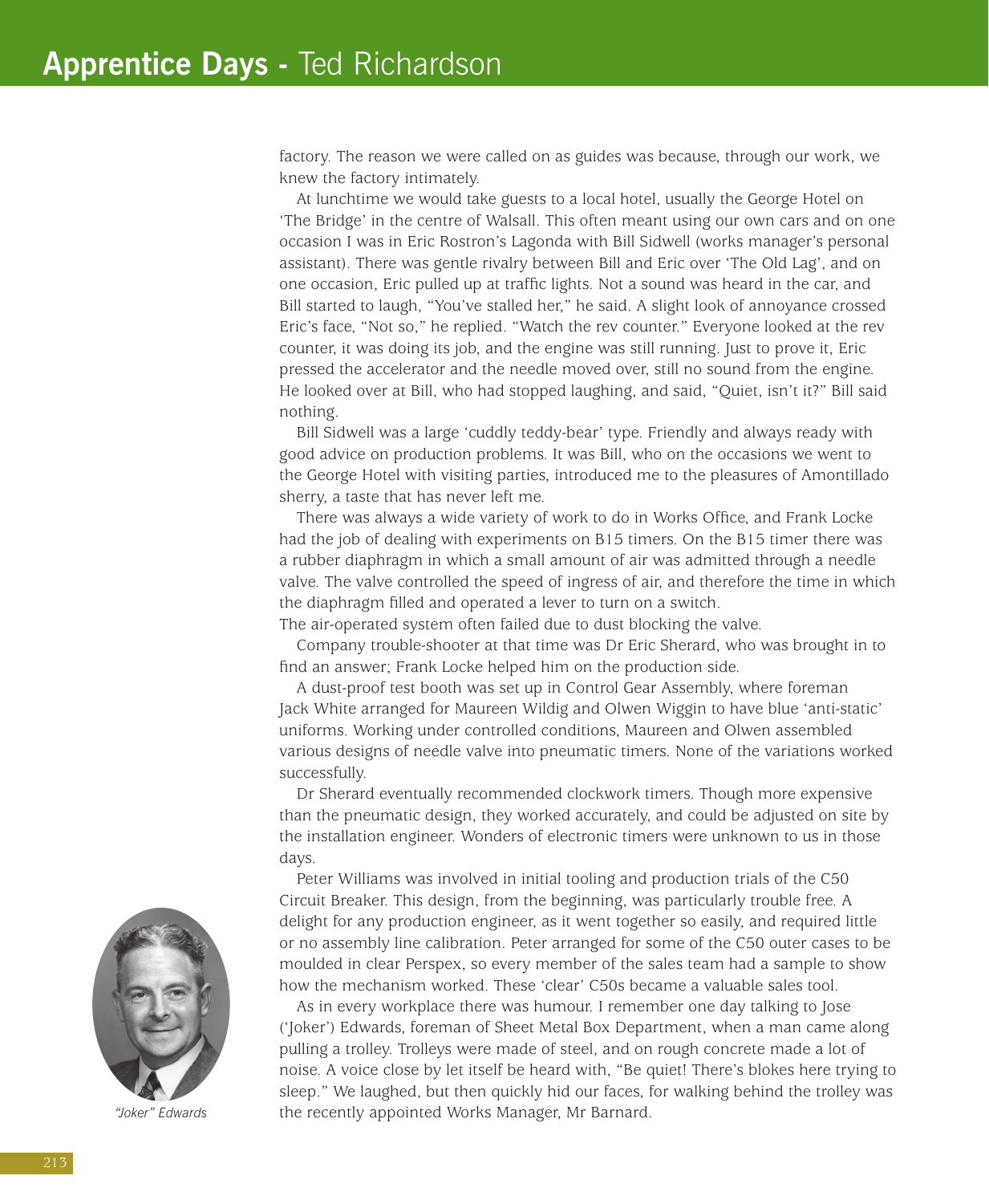factory. The reason we were called on as guides was because, through our work, we knew the factory intimately.

At lunchtime we would take guests to a local hotel, usually the George Hotel on 'The Bridge' in the centre of Walsall. This often meant using our own cars and on one occasion I was in Eric Rostron's Lagonda with Bill Sidwell (works manager's personal assistant). There was gentle rivalry between Bill and Eric over 'The Old Lag', and on one occasion, Eric pulled up at traffic lights. Not a sound was heard in the car, and Bill started to laugh, "You've stalled her," he said. A slight look of annoyance crossed Eric's face, "Not so," he replied. "Watch the rev counter." Everyone looked at the rev counter, it was doing its job, and the engine was still running. Just to prove it, Eric pressed the accelerator and the needle moved over, still no sound from the engine. He looked over at Bill, who had stopped laughing, and said, "Quiet, isn't it?" Bill said nothing.

Bill Sidwell was a large 'cuddly teddy-bear' type. Friendly and always ready with good advice on production problems. It was Bill, who on the occasions we went to the George Hotel with visiting parties, introduced me to the pleasures of Amontillado sherry, a taste that has never left me.

There was always a wide variety of work to do in Works Office, and Frank Locke had the job of dealing with experiments on B15 timers. On the B15 timer there was a rubber diaphragm in which a small amount of air was admitted through a needle valve. The valve controlled the speed of ingress of air, and therefore the time in which the diaphragm filled and operated a lever to turn on a switch.
The air-operated system often failed due to dust blocking the valve.

Company trouble-shooter at that time was Dr Eric Sherard, who was brought in to find an answer; Frank Locke helped him on the production side.

A dust-proof test booth was set up in Control Gear Assembly, where foreman Jack White arranged for Maureen Wildig and Olwen Wiggin to have blue 'anti-static' uniforms. Working under controlled conditions, Maureen and Olwen assembled various designs of needle valve into pneumatic timers. None of the variations worked successfully.

Dr Sherard eventually recommended clockwork timers. Though more expensive than the pneumatic design, they worked accurately, and could be adjusted on site by the installation engineer. Wonders of electronic timers were unknown to us in those days.

Peter Williams was involved in initial tooling and production trials of the C50 Circuit Breaker. This design, from the beginning, was particularly trouble free. A delight for any production engineer, as it went together so easily, and required little or no assembly line calibration. Peter arranged for some of the C50 outer cases to be moulded in clear Perspex, so every member of the sales team had a sample to show how the mechanism worked. These 'clear' C50s became a valuable sales tool.

As in every workplace there was humour. I remember one day talking to Jose ('Joker') Edwards, foreman of Sheet Metal Box Department, when a man came along pulling a trolley. Trolleys were made of steel, and on rough concrete made a lot of noise. A voice close by let itself be heard with, "Be quiet! There's blokes here trying to sleep." We laughed, but then quickly hid our faces, for walking behind the trolley was the recently appointed Works Manager, Mr Barnard.

*"Joker" Edwards*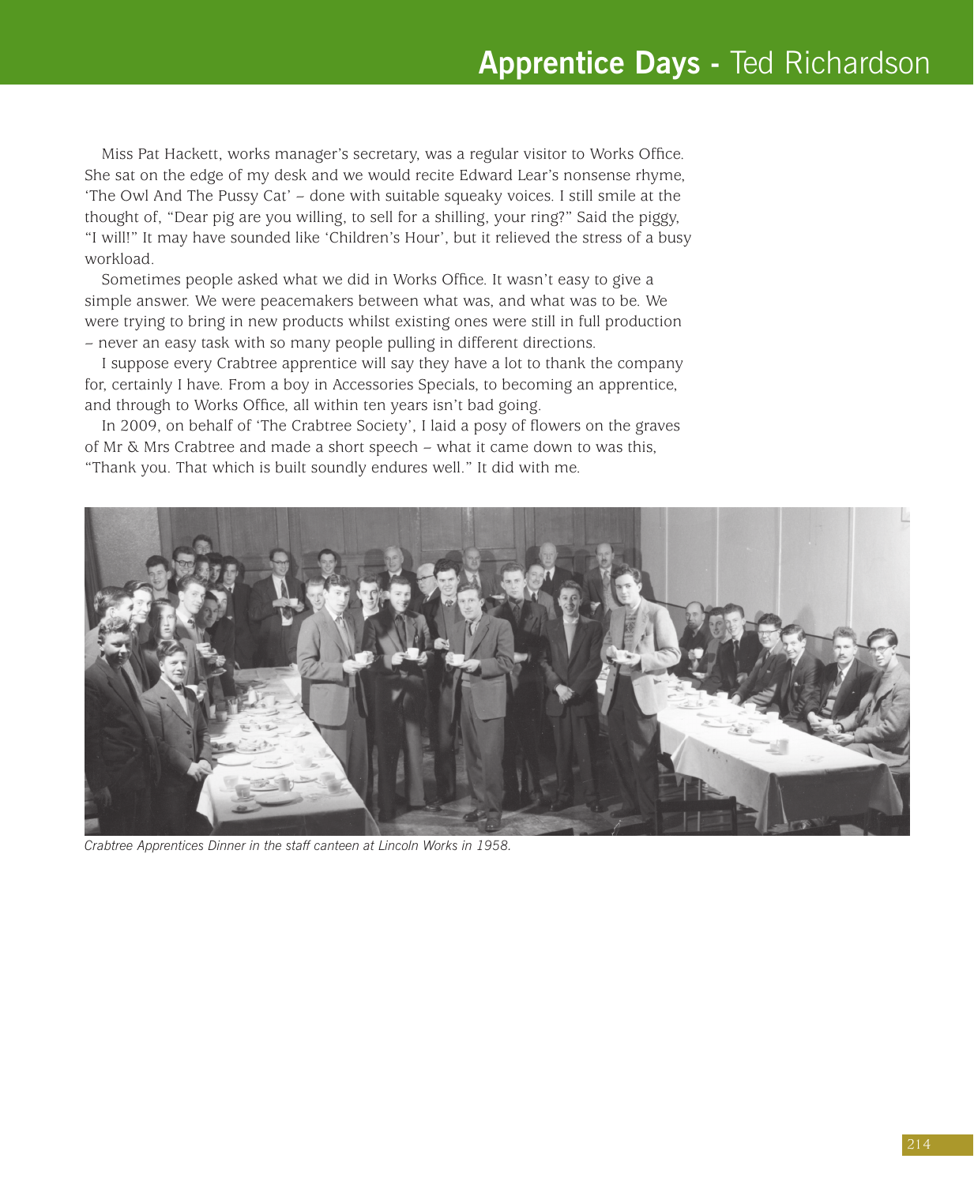Miss Pat Hackett, works manager's secretary, was a regular visitor to Works Office. She sat on the edge of my desk and we would recite Edward Lear's nonsense rhyme, 'The Owl And The Pussy Cat' – done with suitable squeaky voices. I still smile at the thought of, "Dear pig are you willing, to sell for a shilling, your ring?" Said the piggy, "I will!" It may have sounded like 'Children's Hour', but it relieved the stress of a busy workload.

Sometimes people asked what we did in Works Office. It wasn't easy to give a simple answer. We were peacemakers between what was, and what was to be. We were trying to bring in new products whilst existing ones were still in full production – never an easy task with so many people pulling in different directions.

I suppose every Crabtree apprentice will say they have a lot to thank the company for, certainly I have. From a boy in Accessories Specials, to becoming an apprentice, and through to Works Office, all within ten years isn't bad going.

In 2009, on behalf of 'The Crabtree Society', I laid a posy of flowers on the graves of Mr & Mrs Crabtree and made a short speech – what it came down to was this, "Thank you. That which is built soundly endures well." It did with me.

*Crabtree Apprentices Dinner in the staff canteen at Lincoln Works in 1958.*